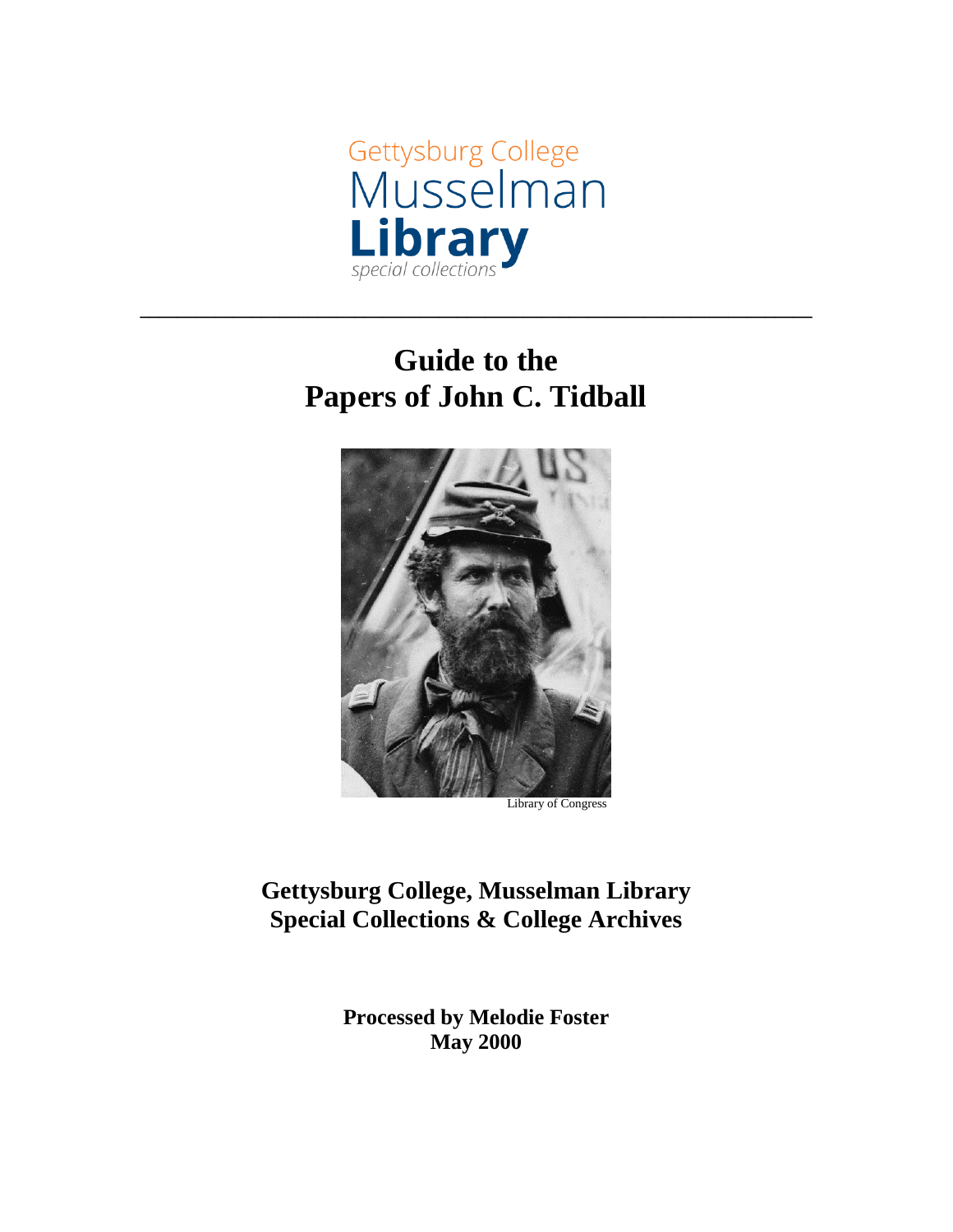Gettysburg College
Musselman
**Library**
*special collections*

---

# Guide to the Papers of John C. Tidball

Library of Congress

**Gettysburg College, Musselman Library**
**Special Collections & College Archives**

**Processed by Melodie Foster**
**May 2000**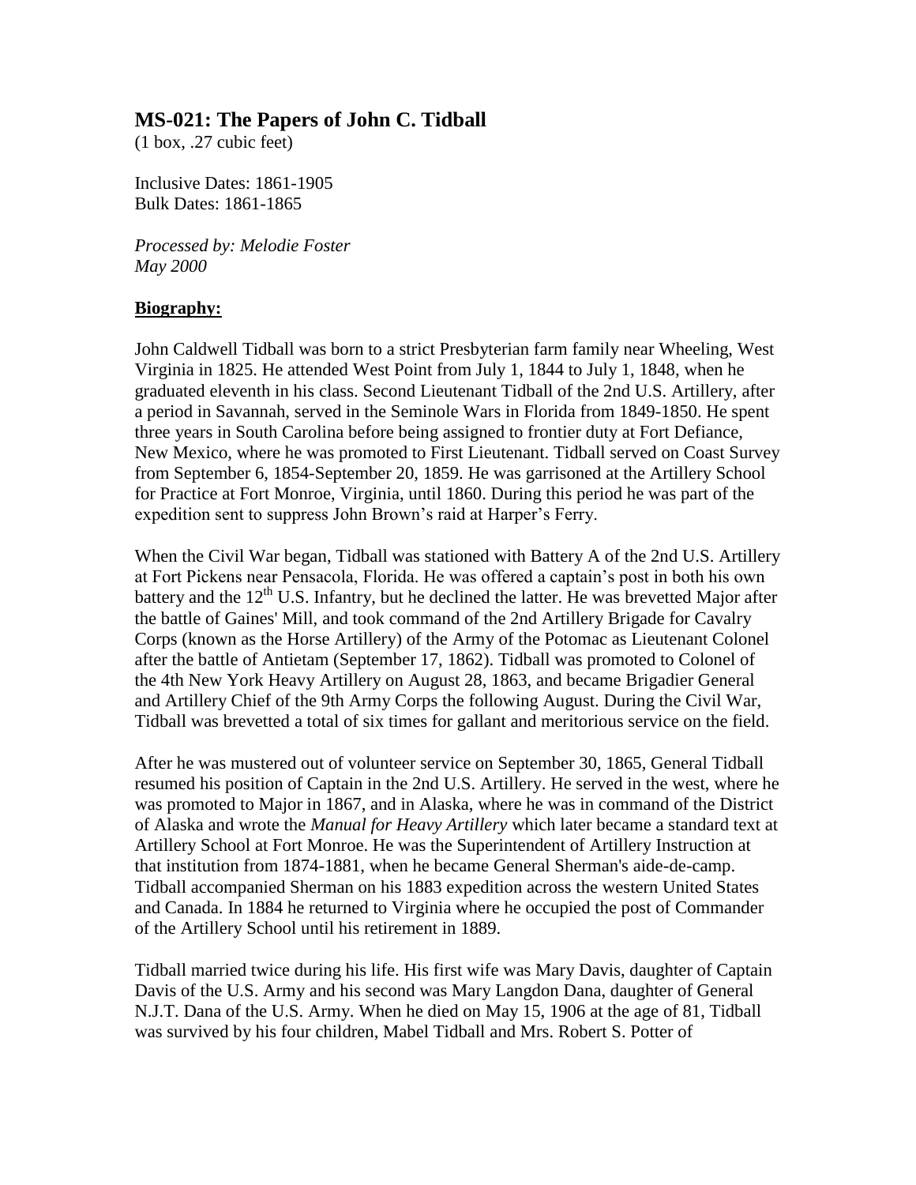## MS-021: The Papers of John C. Tidball

(1 box, .27 cubic feet)

Inclusive Dates: 1861-1905
Bulk Dates: 1861-1865

*Processed by: Melodie Foster*
*May 2000*

**Biography:**

John Caldwell Tidball was born to a strict Presbyterian farm family near Wheeling, West Virginia in 1825. He attended West Point from July 1, 1844 to July 1, 1848, when he graduated eleventh in his class. Second Lieutenant Tidball of the 2nd U.S. Artillery, after a period in Savannah, served in the Seminole Wars in Florida from 1849-1850. He spent three years in South Carolina before being assigned to frontier duty at Fort Defiance, New Mexico, where he was promoted to First Lieutenant. Tidball served on Coast Survey from September 6, 1854-September 20, 1859. He was garrisoned at the Artillery School for Practice at Fort Monroe, Virginia, until 1860. During this period he was part of the expedition sent to suppress John Brown's raid at Harper's Ferry.

When the Civil War began, Tidball was stationed with Battery A of the 2nd U.S. Artillery at Fort Pickens near Pensacola, Florida. He was offered a captain's post in both his own battery and the 12th U.S. Infantry, but he declined the latter. He was brevetted Major after the battle of Gaines' Mill, and took command of the 2nd Artillery Brigade for Cavalry Corps (known as the Horse Artillery) of the Army of the Potomac as Lieutenant Colonel after the battle of Antietam (September 17, 1862). Tidball was promoted to Colonel of the 4th New York Heavy Artillery on August 28, 1863, and became Brigadier General and Artillery Chief of the 9th Army Corps the following August. During the Civil War, Tidball was brevetted a total of six times for gallant and meritorious service on the field.

After he was mustered out of volunteer service on September 30, 1865, General Tidball resumed his position of Captain in the 2nd U.S. Artillery. He served in the west, where he was promoted to Major in 1867, and in Alaska, where he was in command of the District of Alaska and wrote the *Manual for Heavy Artillery* which later became a standard text at Artillery School at Fort Monroe. He was the Superintendent of Artillery Instruction at that institution from 1874-1881, when he became General Sherman's aide-de-camp. Tidball accompanied Sherman on his 1883 expedition across the western United States and Canada. In 1884 he returned to Virginia where he occupied the post of Commander of the Artillery School until his retirement in 1889.

Tidball married twice during his life. His first wife was Mary Davis, daughter of Captain Davis of the U.S. Army and his second was Mary Langdon Dana, daughter of General N.J.T. Dana of the U.S. Army. When he died on May 15, 1906 at the age of 81, Tidball was survived by his four children, Mabel Tidball and Mrs. Robert S. Potter of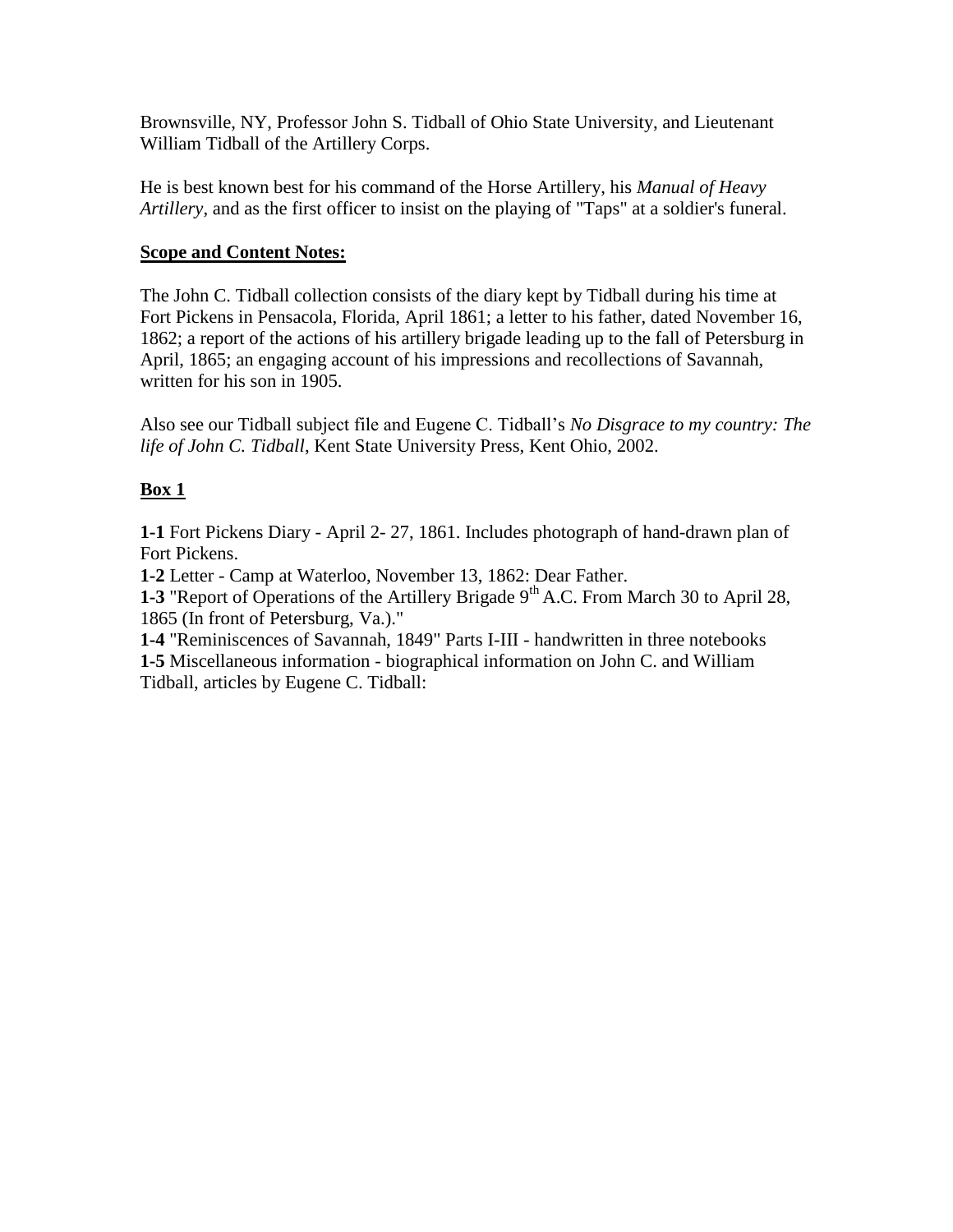Brownsville, NY, Professor John S. Tidball of Ohio State University, and Lieutenant William Tidball of the Artillery Corps.

He is best known best for his command of the Horse Artillery, his *Manual of Heavy Artillery*, and as the first officer to insist on the playing of "Taps" at a soldier's funeral.

**Scope and Content Notes:**

The John C. Tidball collection consists of the diary kept by Tidball during his time at Fort Pickens in Pensacola, Florida, April 1861; a letter to his father, dated November 16, 1862; a report of the actions of his artillery brigade leading up to the fall of Petersburg in April, 1865; an engaging account of his impressions and recollections of Savannah, written for his son in 1905.

Also see our Tidball subject file and Eugene C. Tidball's *No Disgrace to my country: The life of John C. Tidball*, Kent State University Press, Kent Ohio, 2002.

**Box 1**

**1-1** Fort Pickens Diary - April 2- 27, 1861. Includes photograph of hand-drawn plan of Fort Pickens.
**1-2** Letter - Camp at Waterloo, November 13, 1862: Dear Father.
**1-3** "Report of Operations of the Artillery Brigade 9th A.C. From March 30 to April 28, 1865 (In front of Petersburg, Va.)."
**1-4** "Reminiscences of Savannah, 1849" Parts I-III - handwritten in three notebooks
**1-5** Miscellaneous information - biographical information on John C. and William Tidball, articles by Eugene C. Tidball: